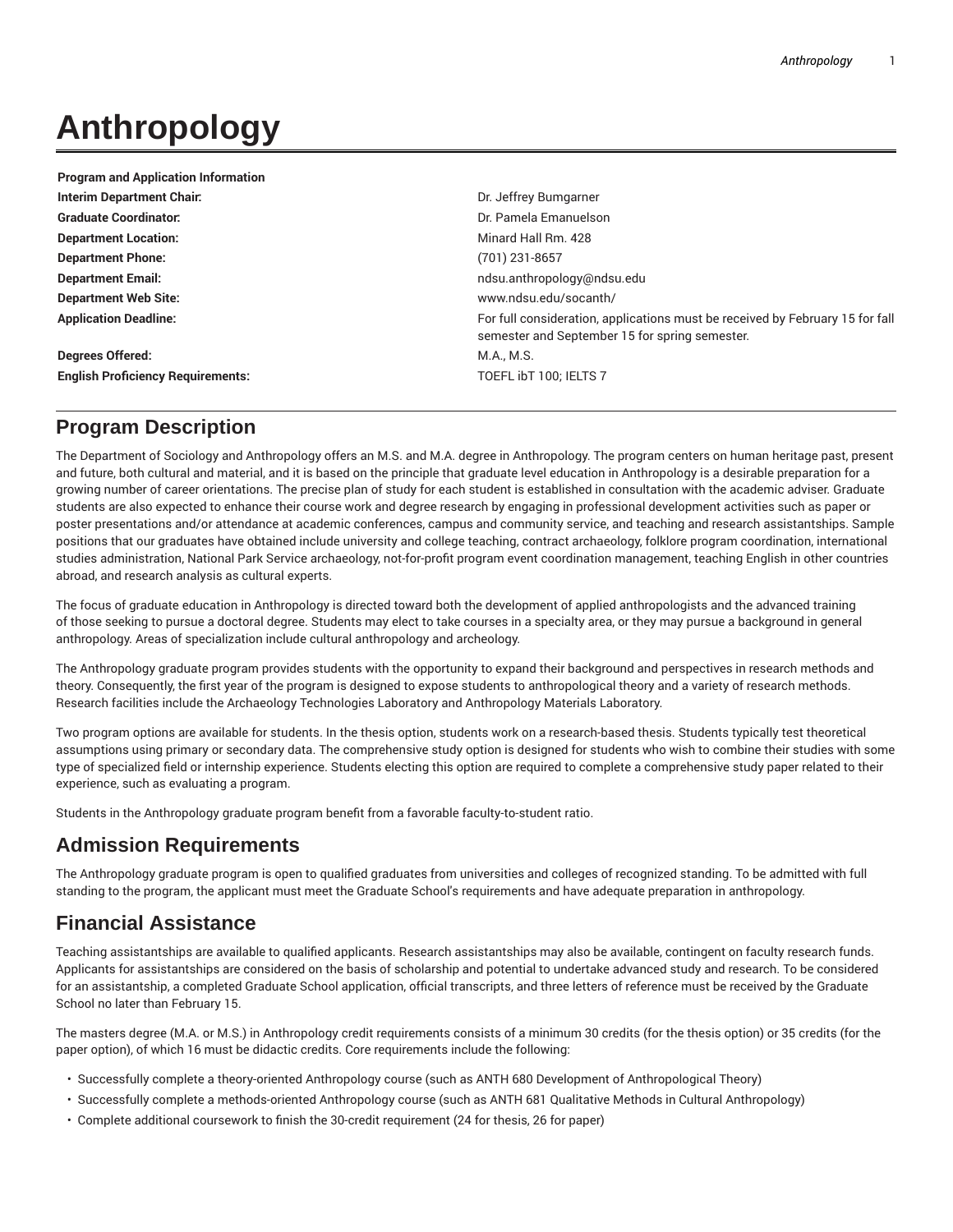# Anthropology

| Program and Application Information | |
|---|---|
| **Interim Department Chair:** | Dr. Jeffrey Bumgarner |
| **Graduate Coordinator:** | Dr. Pamela Emanuelson |
| **Department Location:** | Minard Hall Rm. 428 |
| **Department Phone:** | (701) 231-8657 |
| **Department Email:** | ndsu.anthropology@ndsu.edu |
| **Department Web Site:** | www.ndsu.edu/socanth/ |
| **Application Deadline:** | For full consideration, applications must be received by February 15 for fall semester and September 15 for spring semester. |
| **Degrees Offered:** | M.A., M.S. |
| **English Proficiency Requirements:** | TOEFL ibT 100; IELTS 7 |

## Program Description

The Department of Sociology and Anthropology offers an M.S. and M.A. degree in Anthropology. The program centers on human heritage past, present and future, both cultural and material, and it is based on the principle that graduate level education in Anthropology is a desirable preparation for a growing number of career orientations. The precise plan of study for each student is established in consultation with the academic adviser. Graduate students are also expected to enhance their course work and degree research by engaging in professional development activities such as paper or poster presentations and/or attendance at academic conferences, campus and community service, and teaching and research assistantships. Sample positions that our graduates have obtained include university and college teaching, contract archaeology, folklore program coordination, international studies administration, National Park Service archaeology, not-for-profit program event coordination management, teaching English in other countries abroad, and research analysis as cultural experts.

The focus of graduate education in Anthropology is directed toward both the development of applied anthropologists and the advanced training of those seeking to pursue a doctoral degree. Students may elect to take courses in a specialty area, or they may pursue a background in general anthropology. Areas of specialization include cultural anthropology and archeology.

The Anthropology graduate program provides students with the opportunity to expand their background and perspectives in research methods and theory. Consequently, the first year of the program is designed to expose students to anthropological theory and a variety of research methods. Research facilities include the Archaeology Technologies Laboratory and Anthropology Materials Laboratory.

Two program options are available for students. In the thesis option, students work on a research-based thesis. Students typically test theoretical assumptions using primary or secondary data. The comprehensive study option is designed for students who wish to combine their studies with some type of specialized field or internship experience. Students electing this option are required to complete a comprehensive study paper related to their experience, such as evaluating a program.

Students in the Anthropology graduate program benefit from a favorable faculty-to-student ratio.

## Admission Requirements

The Anthropology graduate program is open to qualified graduates from universities and colleges of recognized standing. To be admitted with full standing to the program, the applicant must meet the Graduate School's requirements and have adequate preparation in anthropology.

## Financial Assistance

Teaching assistantships are available to qualified applicants. Research assistantships may also be available, contingent on faculty research funds. Applicants for assistantships are considered on the basis of scholarship and potential to undertake advanced study and research. To be considered for an assistantship, a completed Graduate School application, official transcripts, and three letters of reference must be received by the Graduate School no later than February 15.

The masters degree (M.A. or M.S.) in Anthropology credit requirements consists of a minimum 30 credits (for the thesis option) or 35 credits (for the paper option), of which 16 must be didactic credits. Core requirements include the following:

- Successfully complete a theory-oriented Anthropology course (such as ANTH 680 Development of Anthropological Theory)
- Successfully complete a methods-oriented Anthropology course (such as ANTH 681 Qualitative Methods in Cultural Anthropology)
- Complete additional coursework to finish the 30-credit requirement (24 for thesis, 26 for paper)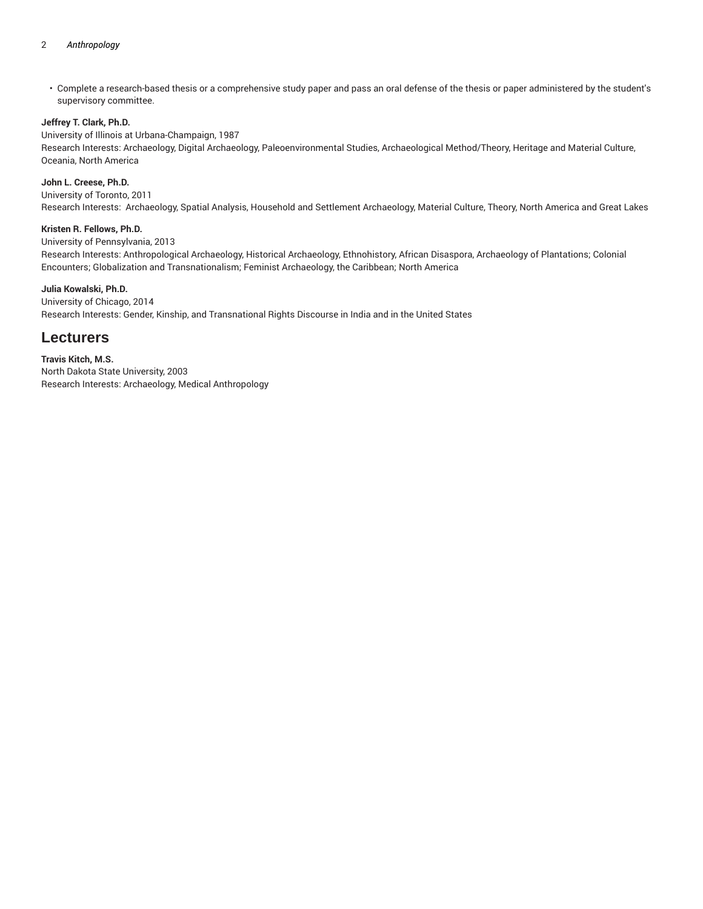- Complete a research-based thesis or a comprehensive study paper and pass an oral defense of the thesis or paper administered by the student's supervisory committee.

**Jeffrey T. Clark, Ph.D.**
University of Illinois at Urbana-Champaign, 1987
Research Interests: Archaeology, Digital Archaeology, Paleoenvironmental Studies, Archaeological Method/Theory, Heritage and Material Culture, Oceania, North America

**John L. Creese, Ph.D.**
University of Toronto, 2011
Research Interests: Archaeology, Spatial Analysis, Household and Settlement Archaeology, Material Culture, Theory, North America and Great Lakes

**Kristen R. Fellows, Ph.D.**
University of Pennsylvania, 2013
Research Interests: Anthropological Archaeology, Historical Archaeology, Ethnohistory, African Disaspora, Archaeology of Plantations; Colonial Encounters; Globalization and Transnationalism; Feminist Archaeology, the Caribbean; North America

**Julia Kowalski, Ph.D.**
University of Chicago, 2014
Research Interests: Gender, Kinship, and Transnational Rights Discourse in India and in the United States

## Lecturers

**Travis Kitch, M.S.**
North Dakota State University, 2003
Research Interests: Archaeology, Medical Anthropology